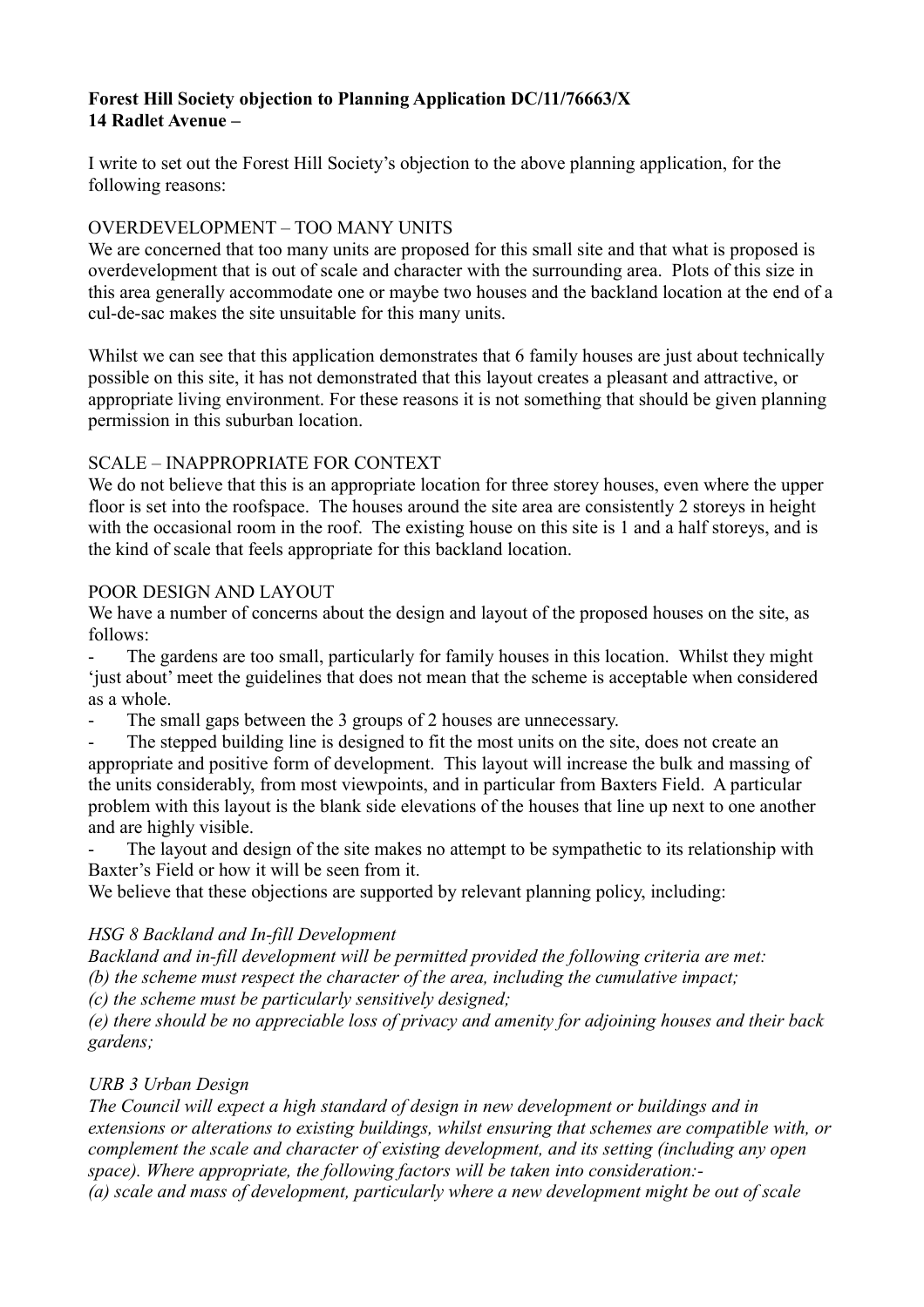**Forest Hill Society objection to Planning Application DC/11/76663/X**
**14 Radlet Avenue –**

I write to set out the Forest Hill Society's objection to the above planning application, for the following reasons:

OVERDEVELOPMENT – TOO MANY UNITS

We are concerned that too many units are proposed for this small site and that what is proposed is overdevelopment that is out of scale and character with the surrounding area. Plots of this size in this area generally accommodate one or maybe two houses and the backland location at the end of a cul-de-sac makes the site unsuitable for this many units.

Whilst we can see that this application demonstrates that 6 family houses are just about technically possible on this site, it has not demonstrated that this layout creates a pleasant and attractive, or appropriate living environment. For these reasons it is not something that should be given planning permission in this suburban location.

SCALE – INAPPROPRIATE FOR CONTEXT

We do not believe that this is an appropriate location for three storey houses, even where the upper floor is set into the roofspace. The houses around the site area are consistently 2 storeys in height with the occasional room in the roof. The existing house on this site is 1 and a half storeys, and is the kind of scale that feels appropriate for this backland location.

POOR DESIGN AND LAYOUT

We have a number of concerns about the design and layout of the proposed houses on the site, as follows:

- The gardens are too small, particularly for family houses in this location. Whilst they might 'just about' meet the guidelines that does not mean that the scheme is acceptable when considered as a whole.
- The small gaps between the 3 groups of 2 houses are unnecessary.
- The stepped building line is designed to fit the most units on the site, does not create an appropriate and positive form of development. This layout will increase the bulk and massing of the units considerably, from most viewpoints, and in particular from Baxters Field. A particular problem with this layout is the blank side elevations of the houses that line up next to one another and are highly visible.
- The layout and design of the site makes no attempt to be sympathetic to its relationship with Baxter's Field or how it will be seen from it.

We believe that these objections are supported by relevant planning policy, including:

*HSG 8 Backland and In-fill Development*

*Backland and in-fill development will be permitted provided the following criteria are met:*
*(b) the scheme must respect the character of the area, including the cumulative impact;*
*(c) the scheme must be particularly sensitively designed;*
*(e) there should be no appreciable loss of privacy and amenity for adjoining houses and their back gardens;*

*URB 3 Urban Design*

*The Council will expect a high standard of design in new development or buildings and in extensions or alterations to existing buildings, whilst ensuring that schemes are compatible with, or complement the scale and character of existing development, and its setting (including any open space). Where appropriate, the following factors will be taken into consideration:-*
*(a) scale and mass of development, particularly where a new development might be out of scale*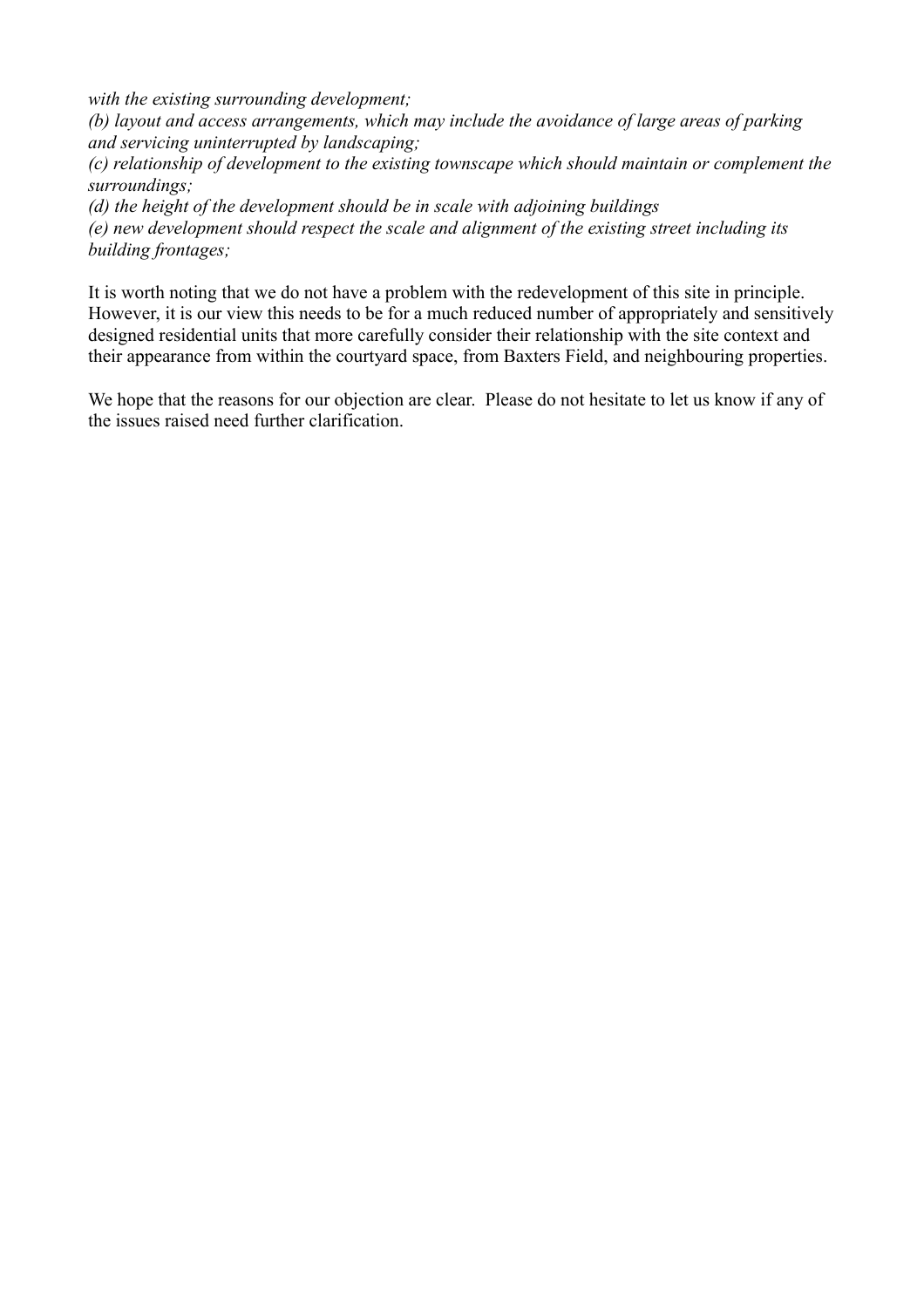*with the existing surrounding development;*
*(b) layout and access arrangements, which may include the avoidance of large areas of parking and servicing uninterrupted by landscaping;*
*(c) relationship of development to the existing townscape which should maintain or complement the surroundings;*
*(d) the height of the development should be in scale with adjoining buildings*
*(e) new development should respect the scale and alignment of the existing street including its building frontages;*

It is worth noting that we do not have a problem with the redevelopment of this site in principle. However, it is our view this needs to be for a much reduced number of appropriately and sensitively designed residential units that more carefully consider their relationship with the site context and their appearance from within the courtyard space, from Baxters Field, and neighbouring properties.

We hope that the reasons for our objection are clear. Please do not hesitate to let us know if any of the issues raised need further clarification.